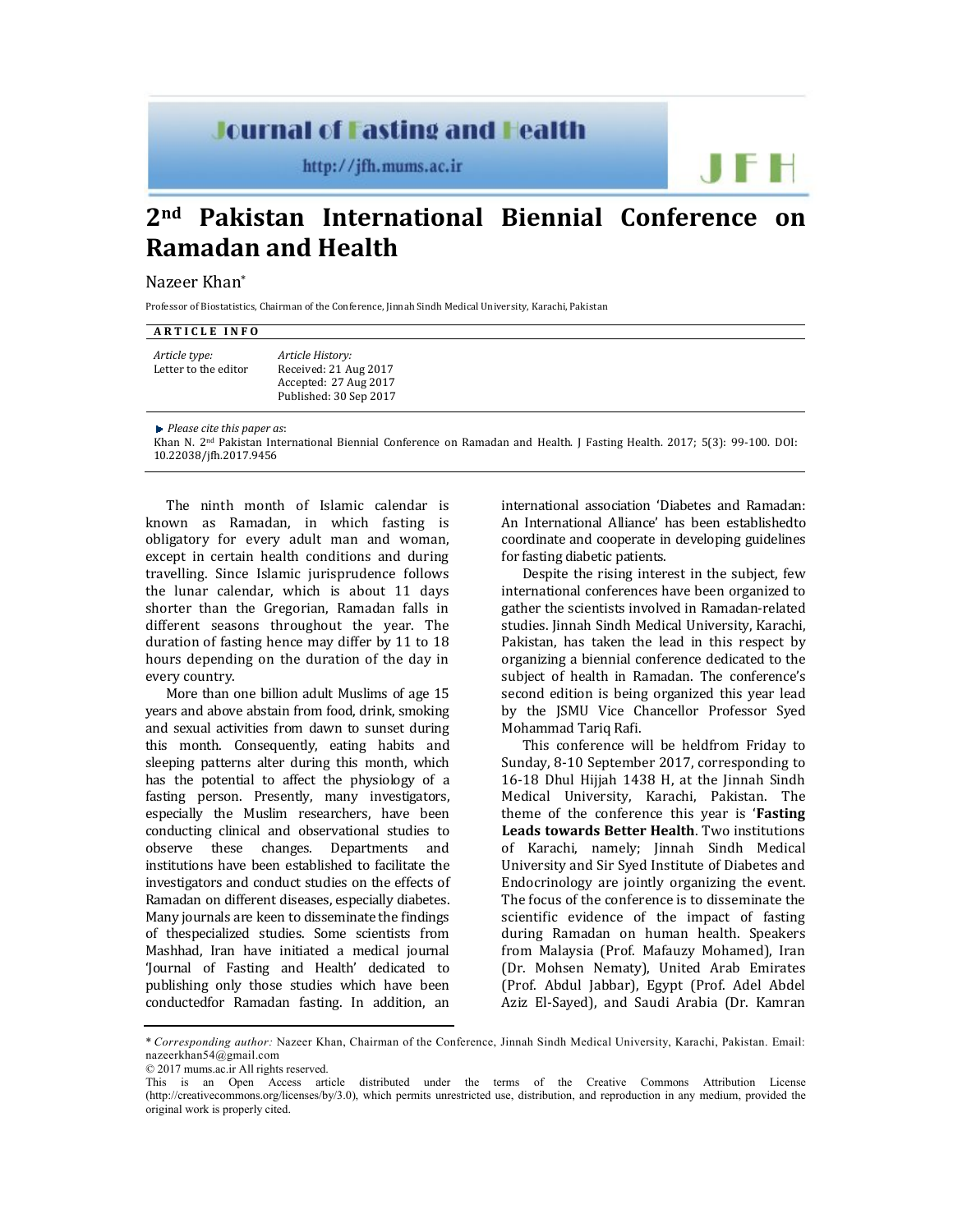# 2nd Pakistan International Biennial Conference on Ramadan and Health

Nazeer Khan*

Professor of Biostatistics, Chairman of the Conference, Jinnah Sindh Medical University, Karachi, Pakistan

**ARTICLE INFO**

*Article type:*
Letter to the editor

*Article History:*
Received: 21 Aug 2017
Accepted: 27 Aug 2017
Published: 30 Sep 2017

*Please cite this paper as*:
Khan N. 2nd Pakistan International Biennial Conference on Ramadan and Health. J Fasting Health. 2017; 5(3): 99-100. DOI: 10.22038/jfh.2017.9456

The ninth month of Islamic calendar is known as Ramadan, in which fasting is obligatory for every adult man and woman, except in certain health conditions and during travelling. Since Islamic jurisprudence follows the lunar calendar, which is about 11 days shorter than the Gregorian, Ramadan falls in different seasons throughout the year. The duration of fasting hence may differ by 11 to 18 hours depending on the duration of the day in every country.

More than one billion adult Muslims of age 15 years and above abstain from food, drink, smoking and sexual activities from dawn to sunset during this month. Consequently, eating habits and sleeping patterns alter during this month, which has the potential to affect the physiology of a fasting person. Presently, many investigators, especially the Muslim researchers, have been conducting clinical and observational studies to observe these changes. Departments and institutions have been established to facilitate the investigators and conduct studies on the effects of Ramadan on different diseases, especially diabetes. Many journals are keen to disseminate the findings of thespecialized studies. Some scientists from Mashhad, Iran have initiated a medical journal 'Journal of Fasting and Health' dedicated to publishing only those studies which have been conductedfor Ramadan fasting. In addition, an international association 'Diabetes and Ramadan: An International Alliance' has been establishedto coordinate and cooperate in developing guidelines for fasting diabetic patients.

Despite the rising interest in the subject, few international conferences have been organized to gather the scientists involved in Ramadan-related studies. Jinnah Sindh Medical University, Karachi, Pakistan, has taken the lead in this respect by organizing a biennial conference dedicated to the subject of health in Ramadan. The conference's second edition is being organized this year lead by the JSMU Vice Chancellor Professor Syed Mohammad Tariq Rafi.

This conference will be heldfrom Friday to Sunday, 8-10 September 2017, corresponding to 16-18 Dhul Hijjah 1438 H, at the Jinnah Sindh Medical University, Karachi, Pakistan. The theme of the conference this year is '**Fasting Leads towards Better Health**. Two institutions of Karachi, namely; Jinnah Sindh Medical University and Sir Syed Institute of Diabetes and Endocrinology are jointly organizing the event. The focus of the conference is to disseminate the scientific evidence of the impact of fasting during Ramadan on human health. Speakers from Malaysia (Prof. Mafauzy Mohamed), Iran (Dr. Mohsen Nematy), United Arab Emirates (Prof. Abdul Jabbar), Egypt (Prof. Adel Abdel Aziz El-Sayed), and Saudi Arabia (Dr. Kamran

* *Corresponding author:* Nazeer Khan, Chairman of the Conference, Jinnah Sindh Medical University, Karachi, Pakistan. Email: nazeerkhan54@gmail.com

© 2017 mums.ac.ir All rights reserved.

This is an Open Access article distributed under the terms of the Creative Commons Attribution License (http://creativecommons.org/licenses/by/3.0), which permits unrestricted use, distribution, and reproduction in any medium, provided the original work is properly cited.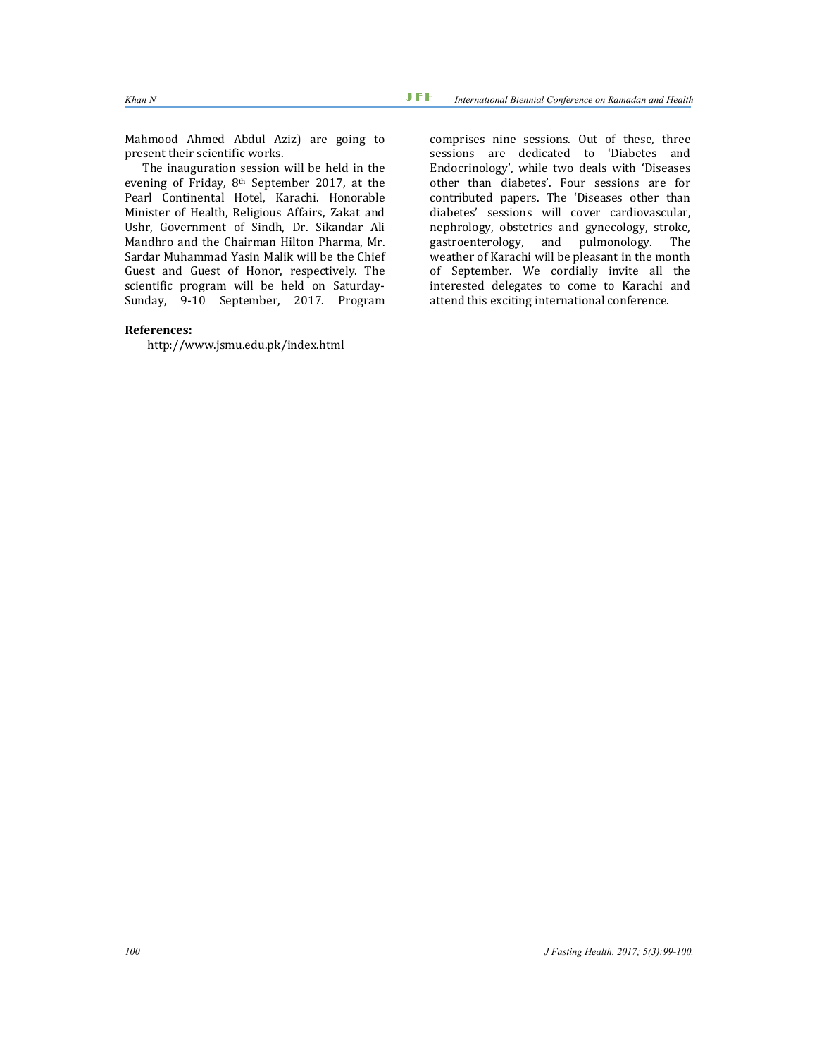Mahmood Ahmed Abdul Aziz) are going to present their scientific works.

The inauguration session will be held in the evening of Friday, 8th September 2017, at the Pearl Continental Hotel, Karachi. Honorable Minister of Health, Religious Affairs, Zakat and Ushr, Government of Sindh, Dr. Sikandar Ali Mandhro and the Chairman Hilton Pharma, Mr. Sardar Muhammad Yasin Malik will be the Chief Guest and Guest of Honor, respectively. The scientific program will be held on Saturday-Sunday, 9-10 September, 2017. Program comprises nine sessions. Out of these, three sessions are dedicated to 'Diabetes and Endocrinology', while two deals with 'Diseases other than diabetes'. Four sessions are for contributed papers. The 'Diseases other than diabetes' sessions will cover cardiovascular, nephrology, obstetrics and gynecology, stroke, gastroenterology, and pulmonology. The weather of Karachi will be pleasant in the month of September. We cordially invite all the interested delegates to come to Karachi and attend this exciting international conference.

**References:**

http://www.jsmu.edu.pk/index.html